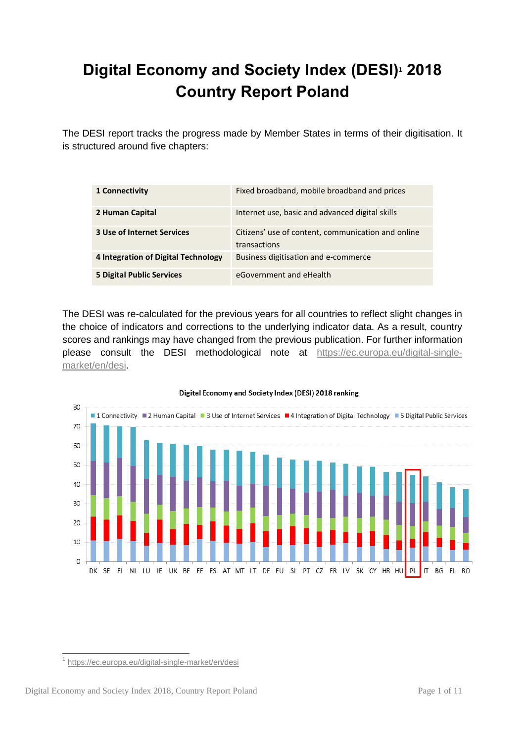# Digital Economy and Society Index (DESI)[1] 2018 Country Report Poland

The DESI report tracks the progress made by Member States in terms of their digitisation. It is structured around five chapters:

| | |
|---|---|
| **1 Connectivity** | Fixed broadband, mobile broadband and prices |
| **2 Human Capital** | Internet use, basic and advanced digital skills |
| **3 Use of Internet Services** | Citizens' use of content, communication and online transactions |
| **4 Integration of Digital Technology** | Business digitisation and e-commerce |
| **5 Digital Public Services** | eGovernment and eHealth |

The DESI was re-calculated for the previous years for all countries to reflect slight changes in the choice of indicators and corrections to the underlying indicator data. As a result, country scores and rankings may have changed from the previous publication. For further information please consult the DESI methodological note at https://ec.europa.eu/digital-single-market/en/desi.

Digital Economy and Society Index (DESI) 2018 ranking

[1] https://ec.europa.eu/digital-single-market/en/desi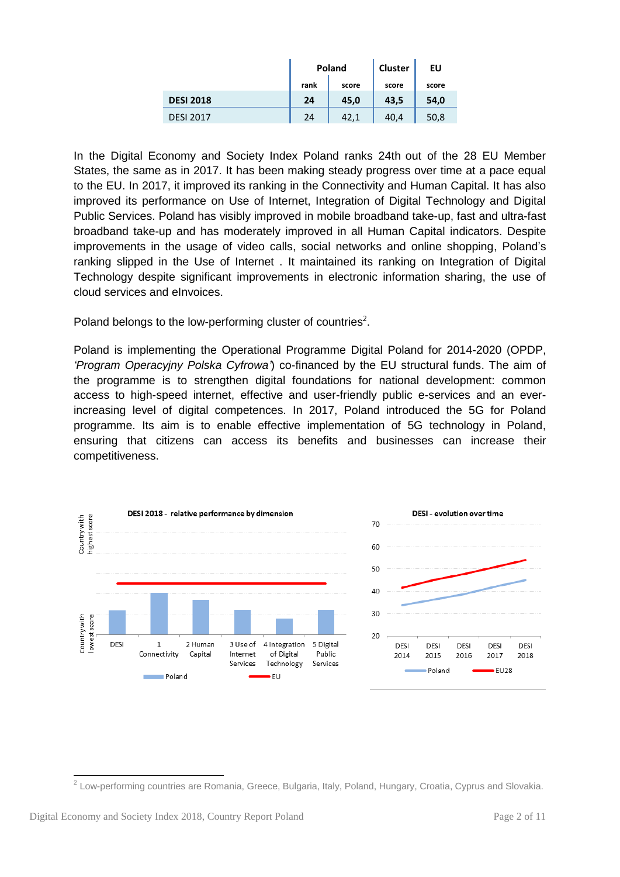| | Poland | | Cluster | EU |
|---|---|---|---|---|
| | rank | score | score | score |
| **DESI 2018** | **24** | **45,0** | **43,5** | **54,0** |
| DESI 2017 | 24 | 42,1 | 40,4 | 50,8 |

In the Digital Economy and Society Index Poland ranks 24th out of the 28 EU Member States, the same as in 2017. It has been making steady progress over time at a pace equal to the EU. In 2017, it improved its ranking in the Connectivity and Human Capital. It has also improved its performance on Use of Internet, Integration of Digital Technology and Digital Public Services. Poland has visibly improved in mobile broadband take-up, fast and ultra-fast broadband take-up and has moderately improved in all Human Capital indicators. Despite improvements in the usage of video calls, social networks and online shopping, Poland's ranking slipped in the Use of Internet . It maintained its ranking on Integration of Digital Technology despite significant improvements in electronic information sharing, the use of cloud services and eInvoices.

Poland belongs to the low-performing cluster of countries[2].

Poland is implementing the Operational Programme Digital Poland for 2014-2020 (OPDP, *'Program Operacyjny Polska Cyfrowa'*) co-financed by the EU structural funds. The aim of the programme is to strengthen digital foundations for national development: common access to high-speed internet, effective and user-friendly public e-services and an ever-increasing level of digital competences. In 2017, Poland introduced the 5G for Poland programme. Its aim is to enable effective implementation of 5G technology in Poland, ensuring that citizens can access its benefits and businesses can increase their competitiveness.

**DESI 2018 - relative performance by dimension**

**DESI - evolution over time**

[2] Low-performing countries are Romania, Greece, Bulgaria, Italy, Poland, Hungary, Croatia, Cyprus and Slovakia.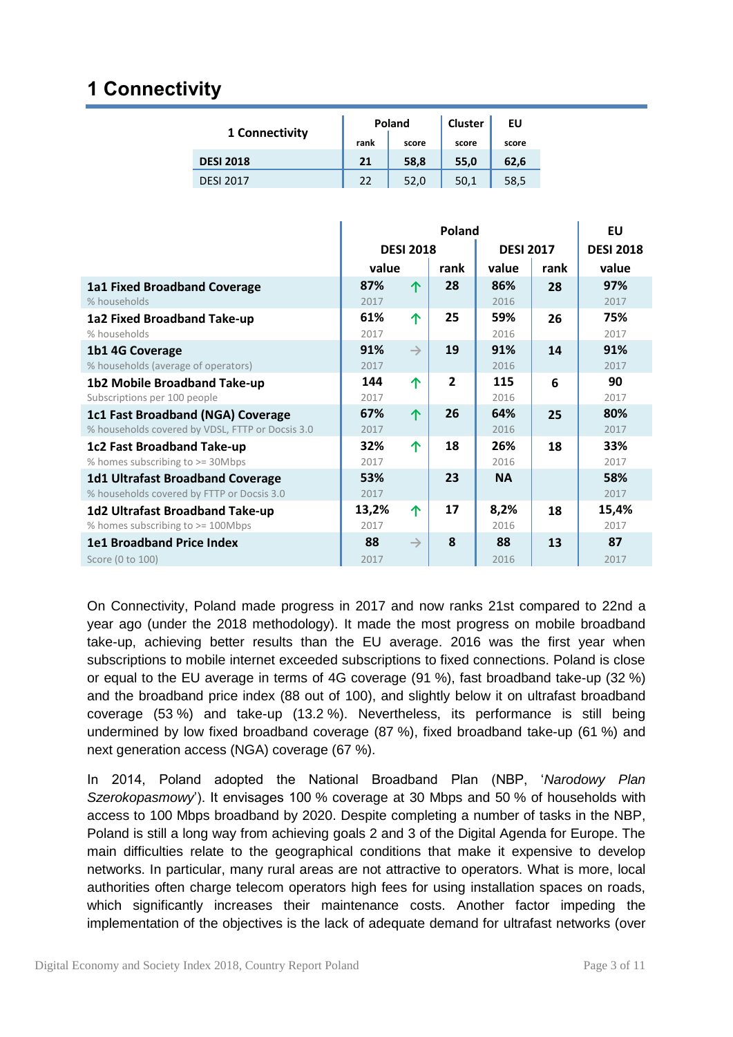# 1 Connectivity

| 1 Connectivity | Poland | | Cluster | EU |
|---|---|---|---|---|
| | rank | score | score | score |
| **DESI 2018** | **21** | **58,8** | **55,0** | **62,6** |
| DESI 2017 | 22 | 52,0 | 50,1 | 58,5 |

| | Poland | | | | | EU |
|---|---|---|---|---|---|---|
| | DESI 2018 | | | DESI 2017 | | DESI 2018 |
| | value | | rank | value | rank | value |
| **1a1 Fixed Broadband Coverage** <br> % households | **87%** <br> 2017 | ↑ | **28** | **86%** <br> 2016 | **28** | **97%** <br> 2017 |
| **1a2 Fixed Broadband Take-up** <br> % households | **61%** <br> 2017 | ↑ | **25** | **59%** <br> 2016 | **26** | **75%** <br> 2017 |
| **1b1 4G Coverage** <br> % households (average of operators) | **91%** <br> 2017 | → | **19** | **91%** <br> 2016 | **14** | **91%** <br> 2017 |
| **1b2 Mobile Broadband Take-up** <br> Subscriptions per 100 people | **144** <br> 2017 | ↑ | **2** | **115** <br> 2016 | **6** | **90** <br> 2017 |
| **1c1 Fast Broadband (NGA) Coverage** <br> % households covered by VDSL, FTTP or Docsis 3.0 | **67%** <br> 2017 | ↑ | **26** | **64%** <br> 2016 | **25** | **80%** <br> 2017 |
| **1c2 Fast Broadband Take-up** <br> % homes subscribing to >= 30Mbps | **32%** <br> 2017 | ↑ | **18** | **26%** <br> 2016 | **18** | **33%** <br> 2017 |
| **1d1 Ultrafast Broadband Coverage** <br> % households covered by FTTP or Docsis 3.0 | **53%** <br> 2017 | | **23** | **NA** | | **58%** <br> 2017 |
| **1d2 Ultrafast Broadband Take-up** <br> % homes subscribing to >= 100Mbps | **13,2%** <br> 2017 | ↑ | **17** | **8,2%** <br> 2016 | **18** | **15,4%** <br> 2017 |
| **1e1 Broadband Price Index** <br> Score (0 to 100) | **88** <br> 2017 | → | **8** | **88** <br> 2016 | **13** | **87** <br> 2017 |

On Connectivity, Poland made progress in 2017 and now ranks 21st compared to 22nd a year ago (under the 2018 methodology). It made the most progress on mobile broadband take-up, achieving better results than the EU average. 2016 was the first year when subscriptions to mobile internet exceeded subscriptions to fixed connections. Poland is close or equal to the EU average in terms of 4G coverage (91 %), fast broadband take-up (32 %) and the broadband price index (88 out of 100), and slightly below it on ultrafast broadband coverage (53 %) and take-up (13.2 %). Nevertheless, its performance is still being undermined by low fixed broadband coverage (87 %), fixed broadband take-up (61 %) and next generation access (NGA) coverage (67 %).

In 2014, Poland adopted the National Broadband Plan (NBP, '*Narodowy Plan Szerokopasmowy*'). It envisages 100 % coverage at 30 Mbps and 50 % of households with access to 100 Mbps broadband by 2020. Despite completing a number of tasks in the NBP, Poland is still a long way from achieving goals 2 and 3 of the Digital Agenda for Europe. The main difficulties relate to the geographical conditions that make it expensive to develop networks. In particular, many rural areas are not attractive to operators. What is more, local authorities often charge telecom operators high fees for using installation spaces on roads, which significantly increases their maintenance costs. Another factor impeding the implementation of the objectives is the lack of adequate demand for ultrafast networks (over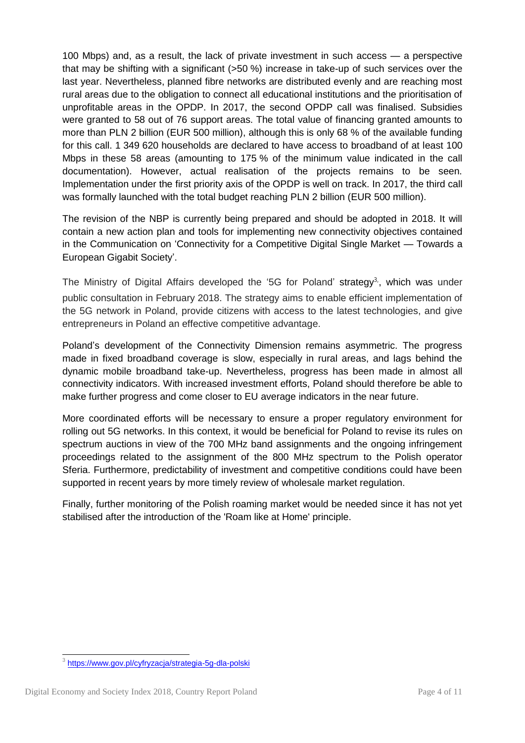100 Mbps) and, as a result, the lack of private investment in such access — a perspective that may be shifting with a significant (>50 %) increase in take-up of such services over the last year. Nevertheless, planned fibre networks are distributed evenly and are reaching most rural areas due to the obligation to connect all educational institutions and the prioritisation of unprofitable areas in the OPDP. In 2017, the second OPDP call was finalised. Subsidies were granted to 58 out of 76 support areas. The total value of financing granted amounts to more than PLN 2 billion (EUR 500 million), although this is only 68 % of the available funding for this call. 1 349 620 households are declared to have access to broadband of at least 100 Mbps in these 58 areas (amounting to 175 % of the minimum value indicated in the call documentation). However, actual realisation of the projects remains to be seen. Implementation under the first priority axis of the OPDP is well on track. In 2017, the third call was formally launched with the total budget reaching PLN 2 billion (EUR 500 million).

The revision of the NBP is currently being prepared and should be adopted in 2018. It will contain a new action plan and tools for implementing new connectivity objectives contained in the Communication on 'Connectivity for a Competitive Digital Single Market — Towards a European Gigabit Society'.

The Ministry of Digital Affairs developed the '5G for Poland' strategy[3], which was under public consultation in February 2018. The strategy aims to enable efficient implementation of the 5G network in Poland, provide citizens with access to the latest technologies, and give entrepreneurs in Poland an effective competitive advantage.

Poland's development of the Connectivity Dimension remains asymmetric. The progress made in fixed broadband coverage is slow, especially in rural areas, and lags behind the dynamic mobile broadband take-up. Nevertheless, progress has been made in almost all connectivity indicators. With increased investment efforts, Poland should therefore be able to make further progress and come closer to EU average indicators in the near future.

More coordinated efforts will be necessary to ensure a proper regulatory environment for rolling out 5G networks. In this context, it would be beneficial for Poland to revise its rules on spectrum auctions in view of the 700 MHz band assignments and the ongoing infringement proceedings related to the assignment of the 800 MHz spectrum to the Polish operator Sferia. Furthermore, predictability of investment and competitive conditions could have been supported in recent years by more timely review of wholesale market regulation.

Finally, further monitoring of the Polish roaming market would be needed since it has not yet stabilised after the introduction of the 'Roam like at Home' principle.

---

[3] https://www.gov.pl/cyfryzacja/strategia-5g-dla-polski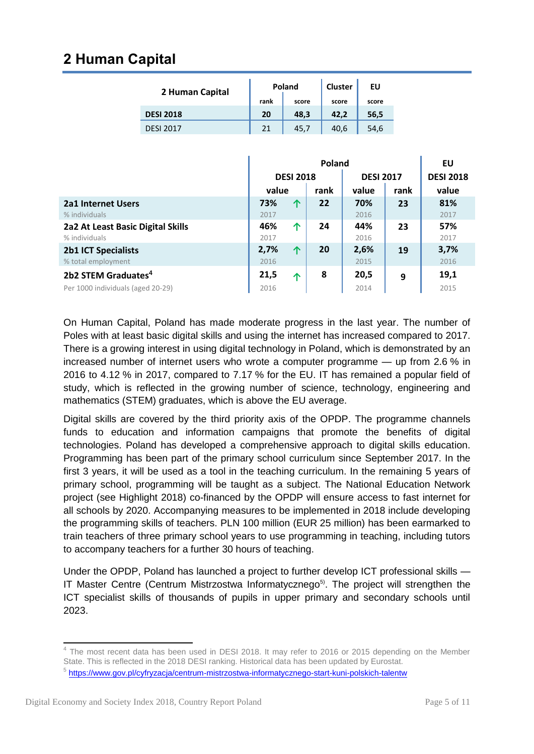# 2 Human Capital

| 2 Human Capital | Poland | | Cluster | EU |
|---|---|---|---|---|
| | rank | score | score | score |
| **DESI 2018** | **20** | **48,3** | **42,2** | **56,5** |
| DESI 2017 | 21 | 45,7 | 40,6 | 54,6 |

| | Poland | | | | | EU |
|---|---|---|---|---|---|---|
| | DESI 2018 | | | DESI 2017 | | DESI 2018 |
| | value | | rank | value | rank | value |
| **2a1 Internet Users**<br>% individuals | **73%**<br>2017 | ↑ | **22** | **70%**<br>2016 | **23** | **81%**<br>2017 |
| **2a2 At Least Basic Digital Skills**<br>% individuals | **46%**<br>2017 | ↑ | **24** | **44%**<br>2016 | **23** | **57%**<br>2017 |
| **2b1 ICT Specialists**<br>% total employment | **2,7%**<br>2016 | ↑ | **20** | **2,6%**<br>2015 | **19** | **3,7%**<br>2016 |
| **2b2 STEM Graduates**[4]<br>Per 1000 individuals (aged 20-29) | **21,5**<br>2016 | ↑ | **8** | **20,5**<br>2014 | **9** | **19,1**<br>2015 |

On Human Capital, Poland has made moderate progress in the last year. The number of Poles with at least basic digital skills and using the internet has increased compared to 2017. There is a growing interest in using digital technology in Poland, which is demonstrated by an increased number of internet users who wrote a computer programme — up from 2.6 % in 2016 to 4.12 % in 2017, compared to 7.17 % for the EU. IT has remained a popular field of study, which is reflected in the growing number of science, technology, engineering and mathematics (STEM) graduates, which is above the EU average.

Digital skills are covered by the third priority axis of the OPDP. The programme channels funds to education and information campaigns that promote the benefits of digital technologies. Poland has developed a comprehensive approach to digital skills education. Programming has been part of the primary school curriculum since September 2017. In the first 3 years, it will be used as a tool in the teaching curriculum. In the remaining 5 years of primary school, programming will be taught as a subject. The National Education Network project (see Highlight 2018) co-financed by the OPDP will ensure access to fast internet for all schools by 2020. Accompanying measures to be implemented in 2018 include developing the programming skills of teachers. PLN 100 million (EUR 25 million) has been earmarked to train teachers of three primary school years to use programming in teaching, including tutors to accompany teachers for a further 30 hours of teaching.

Under the OPDP, Poland has launched a project to further develop ICT professional skills — IT Master Centre (Centrum Mistrzostwa Informatycznego[5]). The project will strengthen the ICT specialist skills of thousands of pupils in upper primary and secondary schools until 2023.

---

[4] The most recent data has been used in DESI 2018. It may refer to 2016 or 2015 depending on the Member State. This is reflected in the 2018 DESI ranking. Historical data has been updated by Eurostat.

[5] https://www.gov.pl/cyfryzacja/centrum-mistrzostwa-informatycznego-start-kuni-polskich-talentw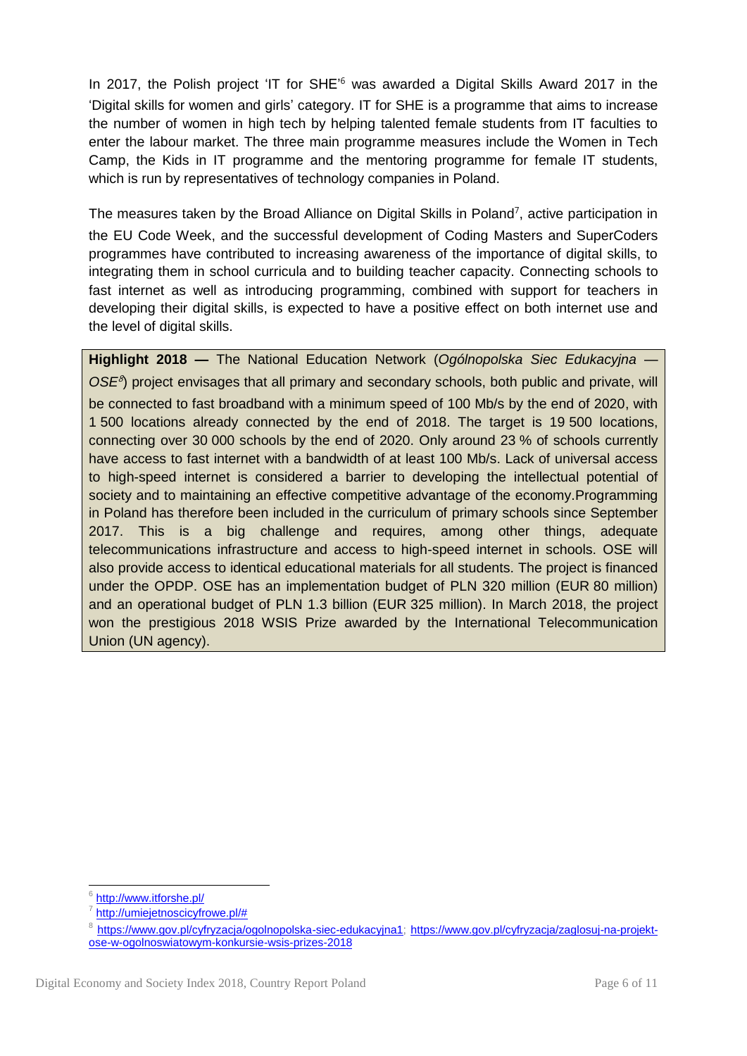In 2017, the Polish project 'IT for SHE'[6] was awarded a Digital Skills Award 2017 in the 'Digital skills for women and girls' category. IT for SHE is a programme that aims to increase the number of women in high tech by helping talented female students from IT faculties to enter the labour market. The three main programme measures include the Women in Tech Camp, the Kids in IT programme and the mentoring programme for female IT students, which is run by representatives of technology companies in Poland.

The measures taken by the Broad Alliance on Digital Skills in Poland[7], active participation in the EU Code Week, and the successful development of Coding Masters and SuperCoders programmes have contributed to increasing awareness of the importance of digital skills, to integrating them in school curricula and to building teacher capacity. Connecting schools to fast internet as well as introducing programming, combined with support for teachers in developing their digital skills, is expected to have a positive effect on both internet use and the level of digital skills.

> **Highlight 2018 —** The National Education Network (*Ogólnopolska Siec Edukacyjna — OSE*[8]) project envisages that all primary and secondary schools, both public and private, will be connected to fast broadband with a minimum speed of 100 Mb/s by the end of 2020, with 1 500 locations already connected by the end of 2018. The target is 19 500 locations, connecting over 30 000 schools by the end of 2020. Only around 23 % of schools currently have access to fast internet with a bandwidth of at least 100 Mb/s. Lack of universal access to high-speed internet is considered a barrier to developing the intellectual potential of society and to maintaining an effective competitive advantage of the economy.Programming in Poland has therefore been included in the curriculum of primary schools since September 2017. This is a big challenge and requires, among other things, adequate telecommunications infrastructure and access to high-speed internet in schools. OSE will also provide access to identical educational materials for all students. The project is financed under the OPDP. OSE has an implementation budget of PLN 320 million (EUR 80 million) and an operational budget of PLN 1.3 billion (EUR 325 million). In March 2018, the project won the prestigious 2018 WSIS Prize awarded by the International Telecommunication Union (UN agency).

---

[6] http://www.itforshe.pl/

[7] http://umiejetnoscicyfrowe.pl/#

[8] https://www.gov.pl/cyfryzacja/ogolnopolska-siec-edukacyjna1; https://www.gov.pl/cyfryzacja/zaglosuj-na-projekt-ose-w-ogolnoswiatowym-konkursie-wsis-prizes-2018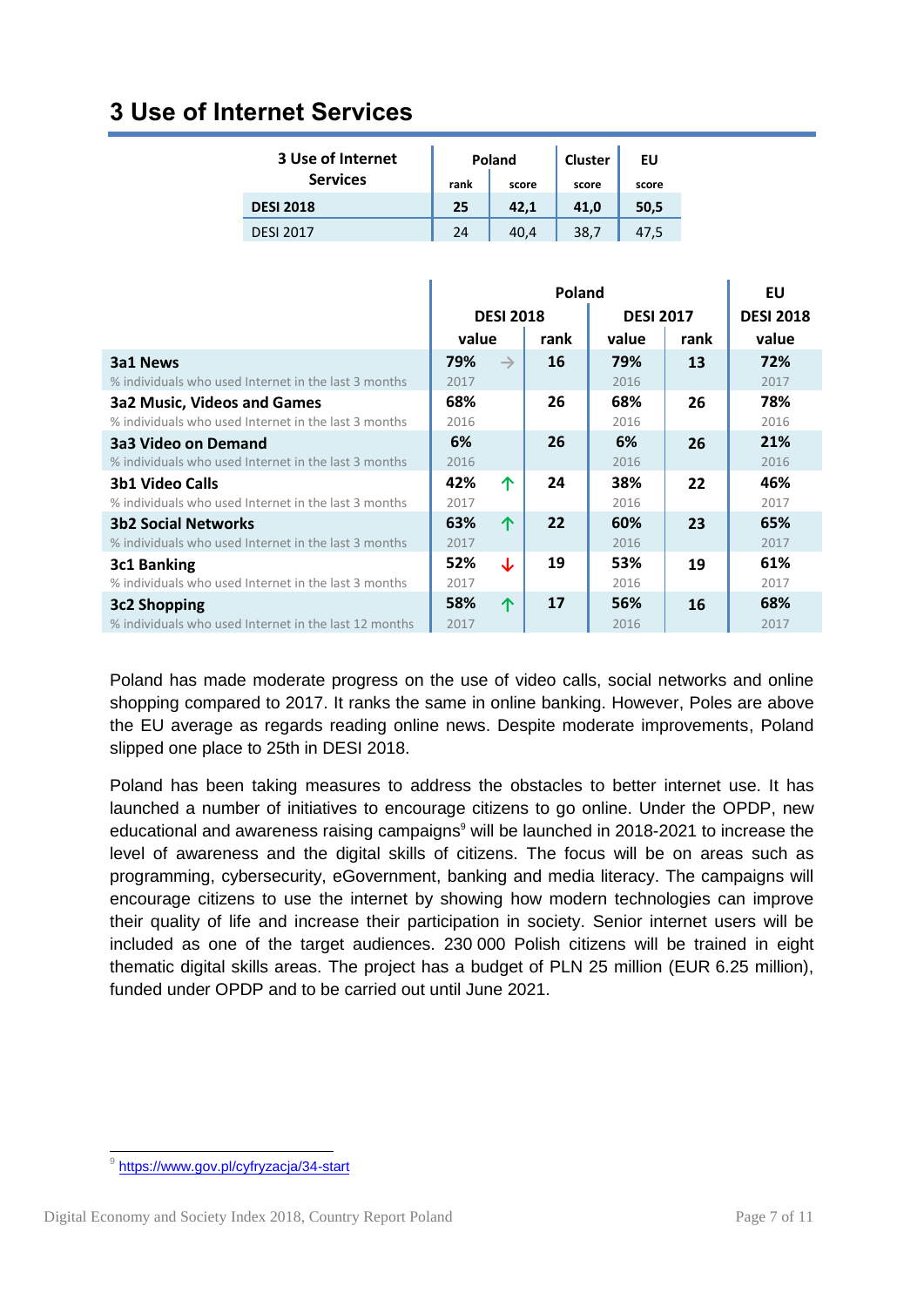# 3 Use of Internet Services

| 3 Use of Internet Services | Poland | | Cluster | EU |
|---|---|---|---|---|
| | rank | score | score | score |
| **DESI 2018** | **25** | **42,1** | **41,0** | **50,5** |
| DESI 2017 | 24 | 40,4 | 38,7 | 47,5 |

| | Poland | | | | | EU |
|---|---|---|---|---|---|---|
| | DESI 2018 | | | DESI 2017 | | DESI 2018 |
| | value | | rank | value | rank | value |
| **3a1 News**<br>% individuals who used Internet in the last 3 months | **79%**<br>2017 | → | **16** | **79%**<br>2016 | **13** | **72%**<br>2017 |
| **3a2 Music, Videos and Games**<br>% individuals who used Internet in the last 3 months | **68%**<br>2016 | | **26** | **68%**<br>2016 | **26** | **78%**<br>2016 |
| **3a3 Video on Demand**<br>% individuals who used Internet in the last 3 months | **6%**<br>2016 | | **26** | **6%**<br>2016 | **26** | **21%**<br>2016 |
| **3b1 Video Calls**<br>% individuals who used Internet in the last 3 months | **42%**<br>2017 | ↑ | **24** | **38%**<br>2016 | **22** | **46%**<br>2017 |
| **3b2 Social Networks**<br>% individuals who used Internet in the last 3 months | **63%**<br>2017 | ↑ | **22** | **60%**<br>2016 | **23** | **65%**<br>2017 |
| **3c1 Banking**<br>% individuals who used Internet in the last 3 months | **52%**<br>2017 | ↓ | **19** | **53%**<br>2016 | **19** | **61%**<br>2017 |
| **3c2 Shopping**<br>% individuals who used Internet in the last 12 months | **58%**<br>2017 | ↑ | **17** | **56%**<br>2016 | **16** | **68%**<br>2017 |

Poland has made moderate progress on the use of video calls, social networks and online shopping compared to 2017. It ranks the same in online banking. However, Poles are above the EU average as regards reading online news. Despite moderate improvements, Poland slipped one place to 25th in DESI 2018.

Poland has been taking measures to address the obstacles to better internet use. It has launched a number of initiatives to encourage citizens to go online. Under the OPDP, new educational and awareness raising campaigns[9] will be launched in 2018-2021 to increase the level of awareness and the digital skills of citizens. The focus will be on areas such as programming, cybersecurity, eGovernment, banking and media literacy. The campaigns will encourage citizens to use the internet by showing how modern technologies can improve their quality of life and increase their participation in society. Senior internet users will be included as one of the target audiences. 230 000 Polish citizens will be trained in eight thematic digital skills areas. The project has a budget of PLN 25 million (EUR 6.25 million), funded under OPDP and to be carried out until June 2021.

[9] https://www.gov.pl/cyfryzacja/34-start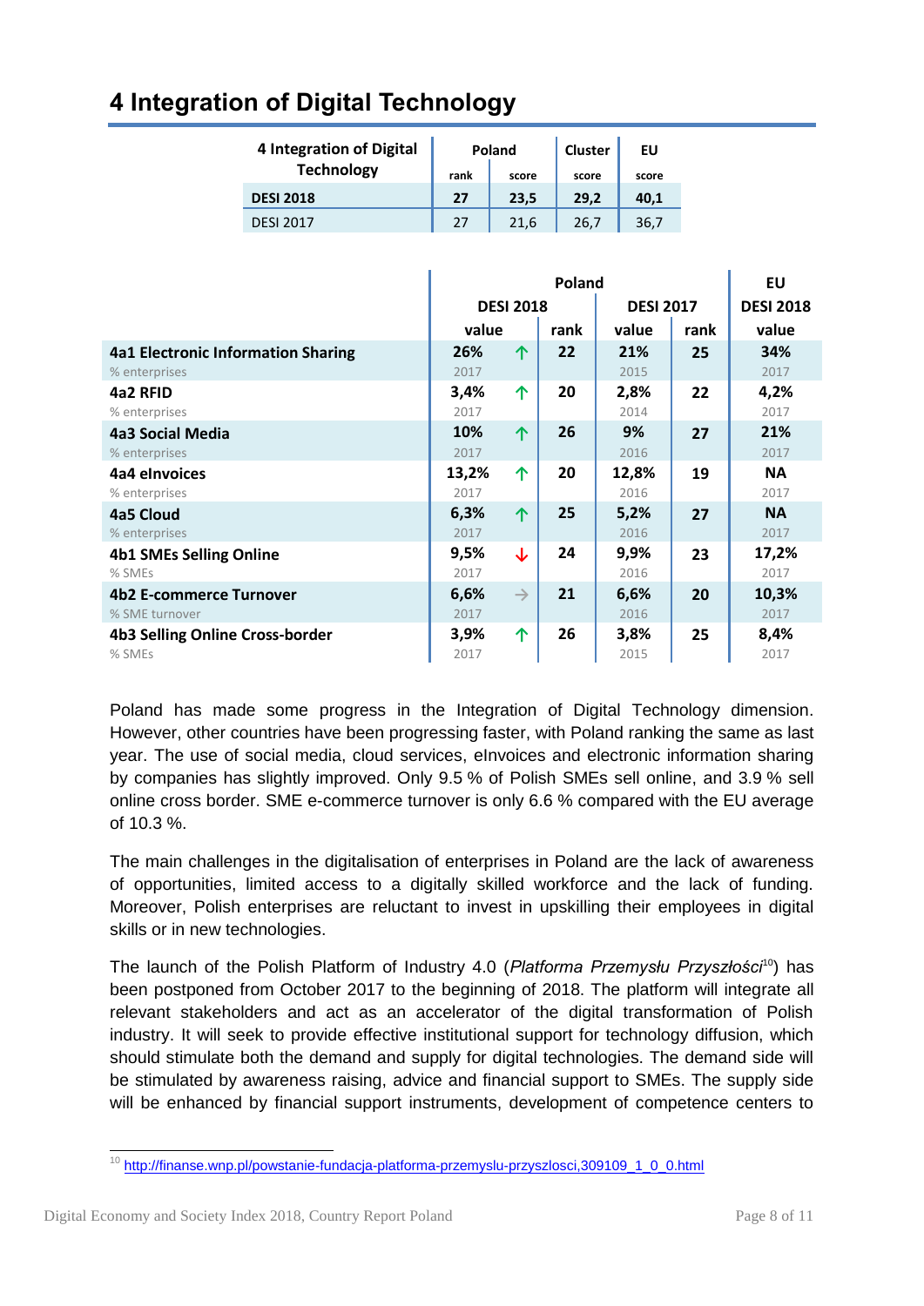# 4 Integration of Digital Technology

| 4 Integration of Digital Technology | Poland | | Cluster | EU |
|---|---|---|---|---|
| | rank | score | score | score |
| **DESI 2018** | **27** | **23,5** | **29,2** | **40,1** |
| DESI 2017 | 27 | 21,6 | 26,7 | 36,7 |

| | Poland | | | | | EU |
|---|---|---|---|---|---|---|
| | DESI 2018 | | | DESI 2017 | | DESI 2018 |
| | value | | rank | value | rank | value |
| **4a1 Electronic Information Sharing** | **26%** | ↑ | **22** | **21%** | **25** | **34%** |
| % enterprises | 2017 | | | 2015 | | 2017 |
| **4a2 RFID** | **3,4%** | ↑ | **20** | **2,8%** | **22** | **4,2%** |
| % enterprises | 2017 | | | 2014 | | 2017 |
| **4a3 Social Media** | **10%** | ↑ | **26** | **9%** | **27** | **21%** |
| % enterprises | 2017 | | | 2016 | | 2017 |
| **4a4 eInvoices** | **13,2%** | ↑ | **20** | **12,8%** | **19** | **NA** |
| % enterprises | 2017 | | | 2016 | | 2017 |
| **4a5 Cloud** | **6,3%** | ↑ | **25** | **5,2%** | **27** | **NA** |
| % enterprises | 2017 | | | 2016 | | 2017 |
| **4b1 SMEs Selling Online** | **9,5%** | ↓ | **24** | **9,9%** | **23** | **17,2%** |
| % SMEs | 2017 | | | 2016 | | 2017 |
| **4b2 E-commerce Turnover** | **6,6%** | → | **21** | **6,6%** | **20** | **10,3%** |
| % SME turnover | 2017 | | | 2016 | | 2017 |
| **4b3 Selling Online Cross-border** | **3,9%** | ↑ | **26** | **3,8%** | **25** | **8,4%** |
| % SMEs | 2017 | | | 2015 | | 2017 |

Poland has made some progress in the Integration of Digital Technology dimension. However, other countries have been progressing faster, with Poland ranking the same as last year. The use of social media, cloud services, eInvoices and electronic information sharing by companies has slightly improved. Only 9.5 % of Polish SMEs sell online, and 3.9 % sell online cross border. SME e-commerce turnover is only 6.6 % compared with the EU average of 10.3 %.

The main challenges in the digitalisation of enterprises in Poland are the lack of awareness of opportunities, limited access to a digitally skilled workforce and the lack of funding. Moreover, Polish enterprises are reluctant to invest in upskilling their employees in digital skills or in new technologies.

The launch of the Polish Platform of Industry 4.0 (*Platforma Przemysłu Przyszłości*[10]) has been postponed from October 2017 to the beginning of 2018. The platform will integrate all relevant stakeholders and act as an accelerator of the digital transformation of Polish industry. It will seek to provide effective institutional support for technology diffusion, which should stimulate both the demand and supply for digital technologies. The demand side will be stimulated by awareness raising, advice and financial support to SMEs. The supply side will be enhanced by financial support instruments, development of competence centers to

[10] http://finanse.wnp.pl/powstanie-fundacja-platforma-przemyslu-przyszlosci,309109_1_0_0.html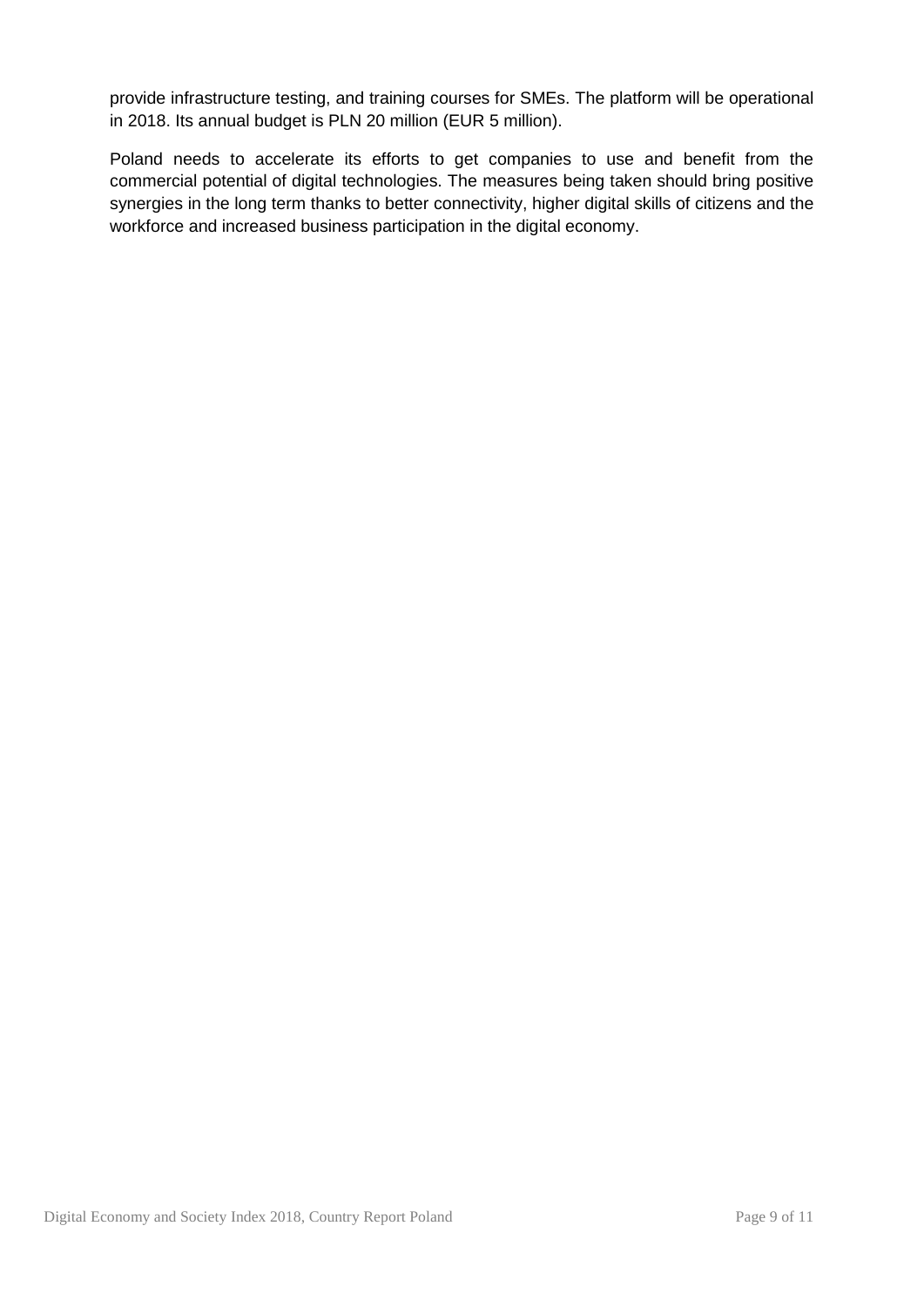provide infrastructure testing, and training courses for SMEs. The platform will be operational in 2018. Its annual budget is PLN 20 million (EUR 5 million).

Poland needs to accelerate its efforts to get companies to use and benefit from the commercial potential of digital technologies. The measures being taken should bring positive synergies in the long term thanks to better connectivity, higher digital skills of citizens and the workforce and increased business participation in the digital economy.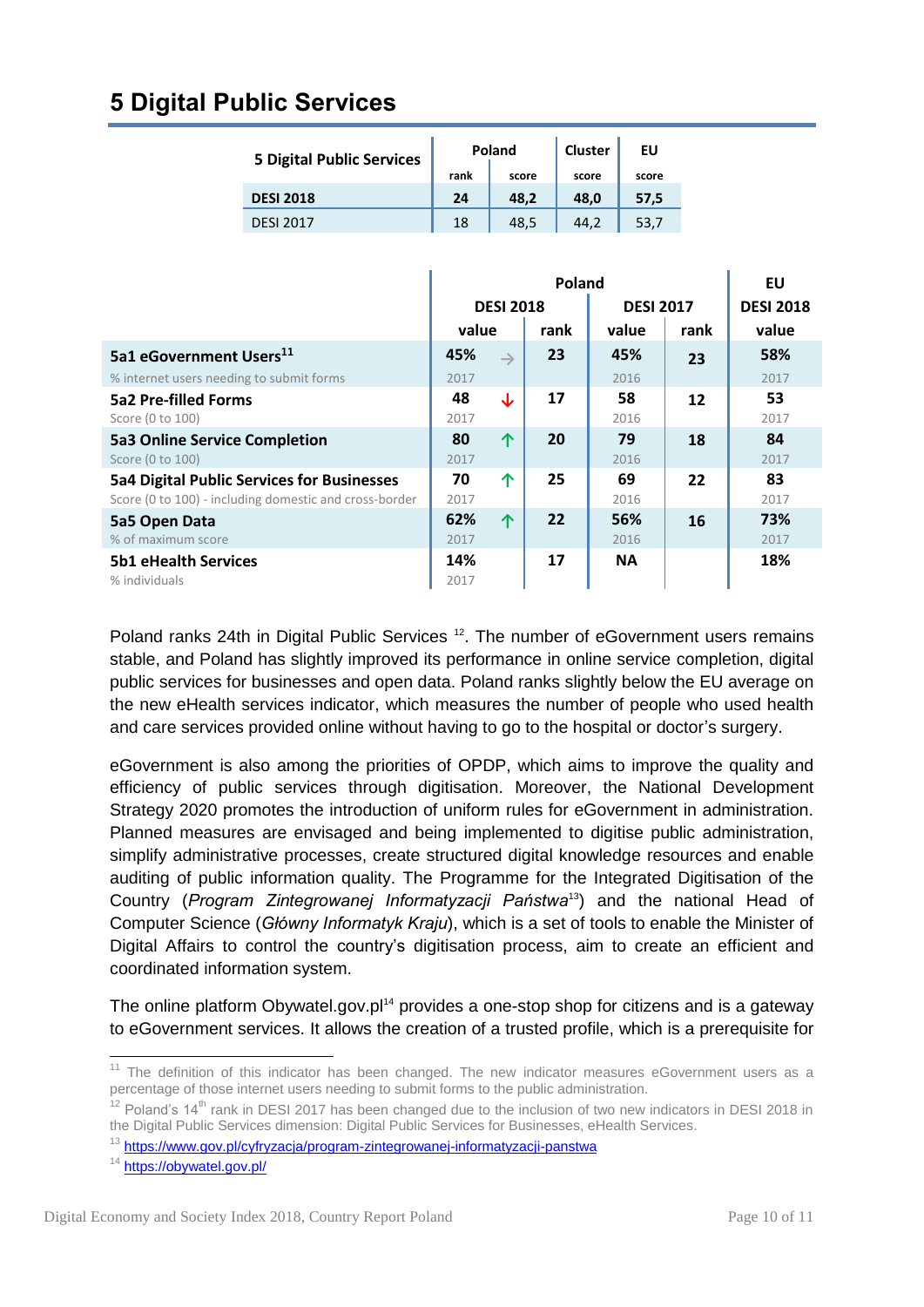# 5 Digital Public Services

| 5 Digital Public Services | Poland | | Cluster | EU |
|---|---|---|---|---|
| | rank | score | score | score |
| **DESI 2018** | **24** | **48,2** | **48,0** | **57,5** |
| DESI 2017 | 18 | 48,5 | 44,2 | 53,7 |

| | Poland | | | | | EU |
|---|---|---|---|---|---|---|
| | DESI 2018 | | | DESI 2017 | | DESI 2018 |
| | value | | rank | value | rank | value |
| **5a1 eGovernment Users**[11] <br> % internet users needing to submit forms | **45%** <br> 2017 | → | **23** | **45%** <br> 2016 | **23** | **58%** <br> 2017 |
| **5a2 Pre-filled Forms** <br> Score (0 to 100) | **48** <br> 2017 | ↓ | **17** | **58** <br> 2016 | **12** | **53** <br> 2017 |
| **5a3 Online Service Completion** <br> Score (0 to 100) | **80** <br> 2017 | ↑ | **20** | **79** <br> 2016 | **18** | **84** <br> 2017 |
| **5a4 Digital Public Services for Businesses** <br> Score (0 to 100) - including domestic and cross-border | **70** <br> 2017 | ↑ | **25** | **69** <br> 2016 | **22** | **83** <br> 2017 |
| **5a5 Open Data** <br> % of maximum score | **62%** <br> 2017 | ↑ | **22** | **56%** <br> 2016 | **16** | **73%** <br> 2017 |
| **5b1 eHealth Services** <br> % individuals | **14%** <br> 2017 | | **17** | **NA** | | **18%** |

Poland ranks 24th in Digital Public Services [12]. The number of eGovernment users remains stable, and Poland has slightly improved its performance in online service completion, digital public services for businesses and open data. Poland ranks slightly below the EU average on the new eHealth services indicator, which measures the number of people who used health and care services provided online without having to go to the hospital or doctor's surgery.

eGovernment is also among the priorities of OPDP, which aims to improve the quality and efficiency of public services through digitisation. Moreover, the National Development Strategy 2020 promotes the introduction of uniform rules for eGovernment in administration. Planned measures are envisaged and being implemented to digitise public administration, simplify administrative processes, create structured digital knowledge resources and enable auditing of public information quality. The Programme for the Integrated Digitisation of the Country (*Program Zintegrowanej Informatyzacji Państwa*[13]) and the national Head of Computer Science (*Główny Informatyk Kraju*), which is a set of tools to enable the Minister of Digital Affairs to control the country's digitisation process, aim to create an efficient and coordinated information system.

The online platform Obywatel.gov.pl[14] provides a one-stop shop for citizens and is a gateway to eGovernment services. It allows the creation of a trusted profile, which is a prerequisite for

---

[11] The definition of this indicator has been changed. The new indicator measures eGovernment users as a percentage of those internet users needing to submit forms to the public administration.

[12] Poland's 14th rank in DESI 2017 has been changed due to the inclusion of two new indicators in DESI 2018 in the Digital Public Services dimension: Digital Public Services for Businesses, eHealth Services.

[13] https://www.gov.pl/cyfryzacja/program-zintegrowanej-informatyzacji-panstwa

[14] https://obywatel.gov.pl/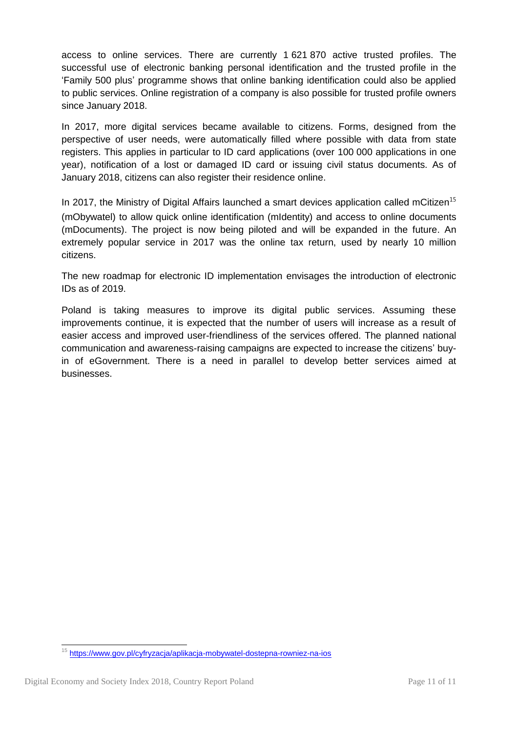access to online services. There are currently 1 621 870 active trusted profiles. The successful use of electronic banking personal identification and the trusted profile in the 'Family 500 plus' programme shows that online banking identification could also be applied to public services. Online registration of a company is also possible for trusted profile owners since January 2018.

In 2017, more digital services became available to citizens. Forms, designed from the perspective of user needs, were automatically filled where possible with data from state registers. This applies in particular to ID card applications (over 100 000 applications in one year), notification of a lost or damaged ID card or issuing civil status documents. As of January 2018, citizens can also register their residence online.

In 2017, the Ministry of Digital Affairs launched a smart devices application called mCitizen[15] (mObywatel) to allow quick online identification (mIdentity) and access to online documents (mDocuments). The project is now being piloted and will be expanded in the future. An extremely popular service in 2017 was the online tax return, used by nearly 10 million citizens.

The new roadmap for electronic ID implementation envisages the introduction of electronic IDs as of 2019.

Poland is taking measures to improve its digital public services. Assuming these improvements continue, it is expected that the number of users will increase as a result of easier access and improved user-friendliness of the services offered. The planned national communication and awareness-raising campaigns are expected to increase the citizens' buy-in of eGovernment. There is a need in parallel to develop better services aimed at businesses.

---

[15] https://www.gov.pl/cyfryzacja/aplikacja-mobywatel-dostepna-rowniez-na-ios